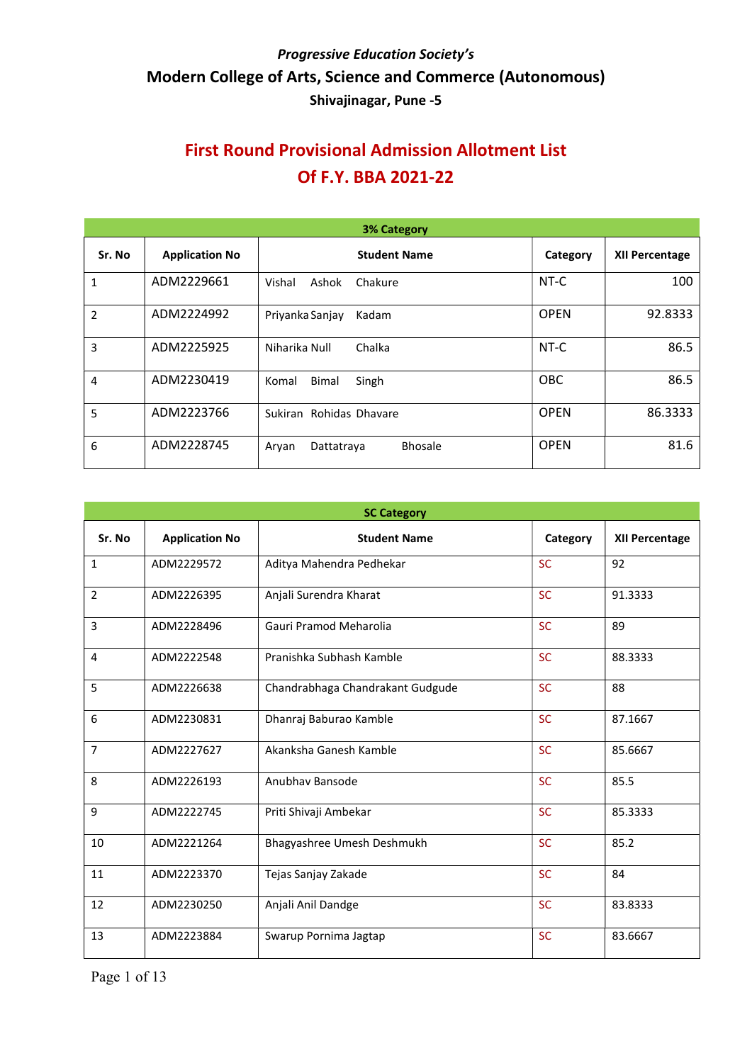*Progressive Education Society's*

**Modern College of Arts, Science and Commerce (Autonomous)**

**Shivajinagar, Pune -5**

# First Round Provisional Admission Allotment List Of F.Y. BBA 2021-22

| 3% Category | | | | |
|---|---|---|---|---|
| **Sr. No** | **Application No** | **Student Name** | **Category** | **XII Percentage** |
| 1 | ADM2229661 | Vishal Ashok Chakure | NT-C | 100 |
| 2 | ADM2224992 | Priyanka Sanjay Kadam | OPEN | 92.8333 |
| 3 | ADM2225925 | Niharika Null Chalka | NT-C | 86.5 |
| 4 | ADM2230419 | Komal Bimal Singh | OBC | 86.5 |
| 5 | ADM2223766 | Sukiran Rohidas Dhavare | OPEN | 86.3333 |
| 6 | ADM2228745 | Aryan Dattatraya Bhosale | OPEN | 81.6 |

| SC Category | | | | |
|---|---|---|---|---|
| **Sr. No** | **Application No** | **Student Name** | **Category** | **XII Percentage** |
| 1 | ADM2229572 | Aditya Mahendra Pedhekar | SC | 92 |
| 2 | ADM2226395 | Anjali Surendra Kharat | SC | 91.3333 |
| 3 | ADM2228496 | Gauri Pramod Meharolia | SC | 89 |
| 4 | ADM2222548 | Pranishka Subhash Kamble | SC | 88.3333 |
| 5 | ADM2226638 | Chandrabhaga Chandrakant Gudgude | SC | 88 |
| 6 | ADM2230831 | Dhanraj Baburao Kamble | SC | 87.1667 |
| 7 | ADM2227627 | Akanksha Ganesh Kamble | SC | 85.6667 |
| 8 | ADM2226193 | Anubhav Bansode | SC | 85.5 |
| 9 | ADM2222745 | Priti Shivaji Ambekar | SC | 85.3333 |
| 10 | ADM2221264 | Bhagyashree Umesh Deshmukh | SC | 85.2 |
| 11 | ADM2223370 | Tejas Sanjay Zakade | SC | 84 |
| 12 | ADM2230250 | Anjali Anil Dandge | SC | 83.8333 |
| 13 | ADM2223884 | Swarup Pornima Jagtap | SC | 83.6667 |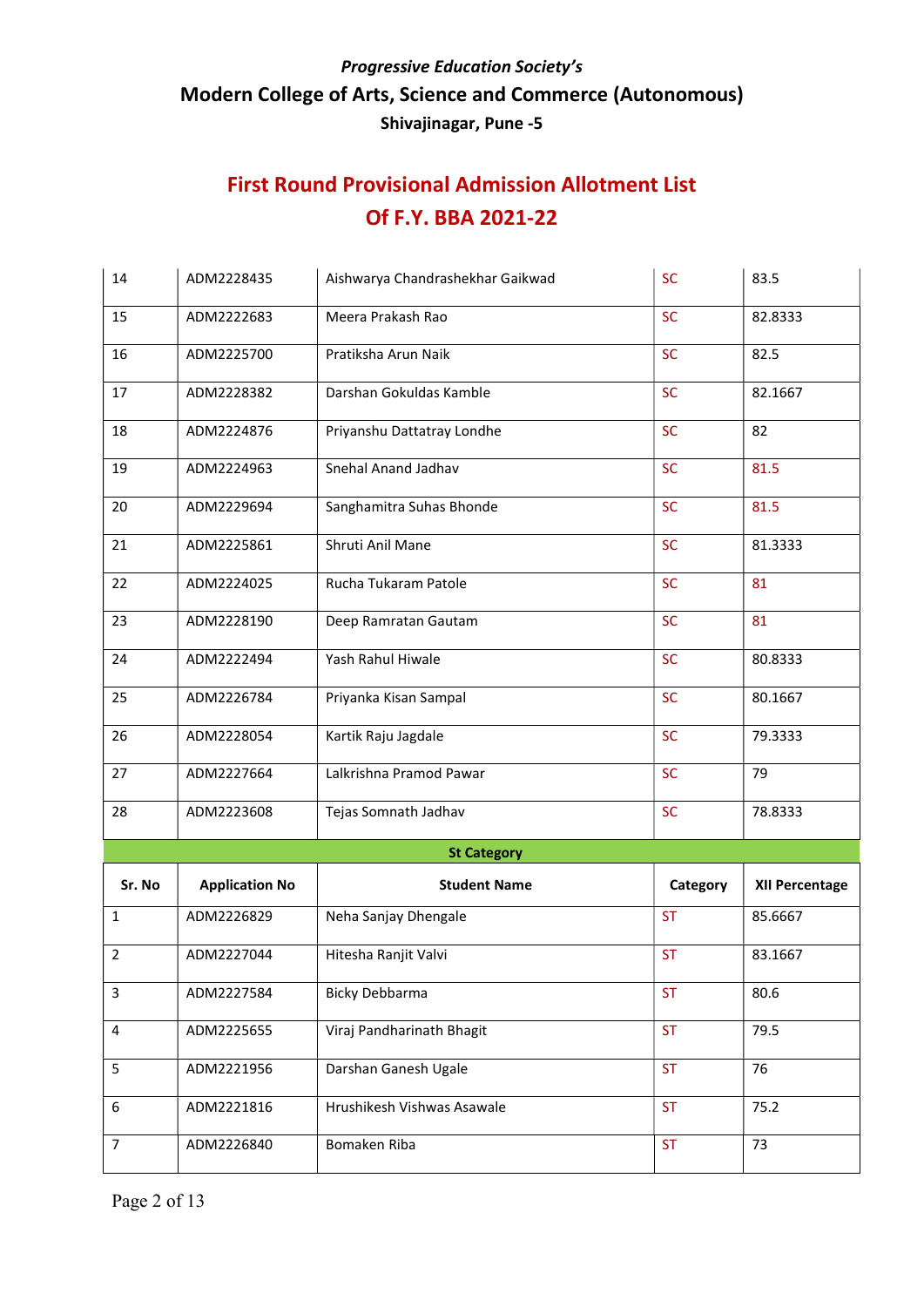*Progressive Education Society's*

**Modern College of Arts, Science and Commerce (Autonomous)**

**Shivajinagar, Pune -5**

## First Round Provisional Admission Allotment List
## Of F.Y. BBA 2021-22

| | | | | |
|---|---|---|---|---|
| 14 | ADM2228435 | Aishwarya Chandrashekhar Gaikwad | SC | 83.5 |
| 15 | ADM2222683 | Meera Prakash Rao | SC | 82.8333 |
| 16 | ADM2225700 | Pratiksha Arun Naik | SC | 82.5 |
| 17 | ADM2228382 | Darshan Gokuldas Kamble | SC | 82.1667 |
| 18 | ADM2224876 | Priyanshu Dattatray Londhe | SC | 82 |
| 19 | ADM2224963 | Snehal Anand Jadhav | SC | 81.5 |
| 20 | ADM2229694 | Sanghamitra Suhas Bhonde | SC | 81.5 |
| 21 | ADM2225861 | Shruti Anil Mane | SC | 81.3333 |
| 22 | ADM2224025 | Rucha Tukaram Patole | SC | 81 |
| 23 | ADM2228190 | Deep Ramratan Gautam | SC | 81 |
| 24 | ADM2222494 | Yash Rahul Hiwale | SC | 80.8333 |
| 25 | ADM2226784 | Priyanka Kisan Sampal | SC | 80.1667 |
| 26 | ADM2228054 | Kartik Raju Jagdale | SC | 79.3333 |
| 27 | ADM2227664 | Lalkrishna Pramod Pawar | SC | 79 |
| 28 | ADM2223608 | Tejas Somnath Jadhav | SC | 78.8333 |

**St Category**

| Sr. No | Application No | Student Name | Category | XII Percentage |
|---|---|---|---|---|
| 1 | ADM2226829 | Neha Sanjay Dhengale | ST | 85.6667 |
| 2 | ADM2227044 | Hitesha Ranjit Valvi | ST | 83.1667 |
| 3 | ADM2227584 | Bicky Debbarma | ST | 80.6 |
| 4 | ADM2225655 | Viraj Pandharinath Bhagit | ST | 79.5 |
| 5 | ADM2221956 | Darshan Ganesh Ugale | ST | 76 |
| 6 | ADM2221816 | Hrushikesh Vishwas Asawale | ST | 75.2 |
| 7 | ADM2226840 | Bomaken Riba | ST | 73 |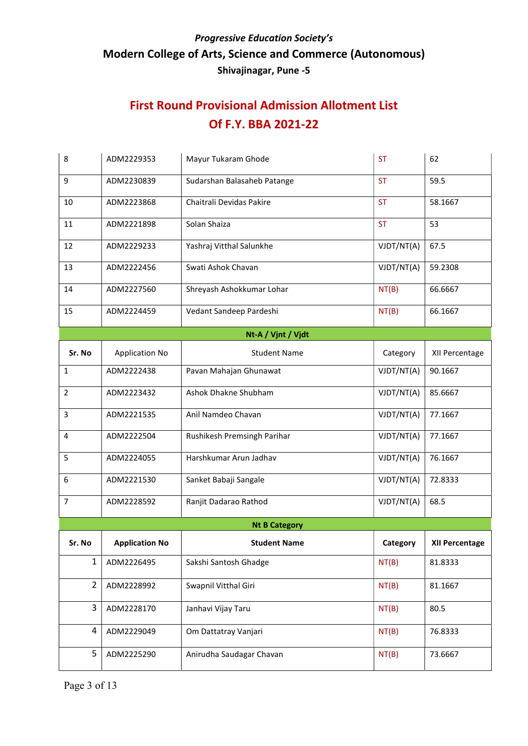*Progressive Education Society's*

**Modern College of Arts, Science and Commerce (Autonomous)**

**Shivajinagar, Pune -5**

## First Round Provisional Admission Allotment List
## Of F.Y. BBA 2021-22

| | | | | |
|---|---|---|---|---|
| 8 | ADM2229353 | Mayur Tukaram Ghode | ST | 62 |
| 9 | ADM2230839 | Sudarshan Balasaheb Patange | ST | 59.5 |
| 10 | ADM2223868 | Chaitrali Devidas Pakire | ST | 58.1667 |
| 11 | ADM2221898 | Solan Shaiza | ST | 53 |
| 12 | ADM2229233 | Yashraj Vitthal Salunkhe | VJDT/NT(A) | 67.5 |
| 13 | ADM2222456 | Swati Ashok Chavan | VJDT/NT(A) | 59.2308 |
| 14 | ADM2227560 | Shreyash Ashokkumar Lohar | NT(B) | 66.6667 |
| 15 | ADM2224459 | Vedant Sandeep Pardeshi | NT(B) | 66.1667 |

**Nt-A / Vjnt / Vjdt**

| Sr. No | Application No | Student Name | Category | XII Percentage |
|---|---|---|---|---|
| 1 | ADM2222438 | Pavan Mahajan Ghunawat | VJDT/NT(A) | 90.1667 |
| 2 | ADM2223432 | Ashok Dhakne Shubham | VJDT/NT(A) | 85.6667 |
| 3 | ADM2221535 | Anil Namdeo Chavan | VJDT/NT(A) | 77.1667 |
| 4 | ADM2222504 | Rushikesh Premsingh Parihar | VJDT/NT(A) | 77.1667 |
| 5 | ADM2224055 | Harshkumar Arun Jadhav | VJDT/NT(A) | 76.1667 |
| 6 | ADM2221530 | Sanket Babaji Sangale | VJDT/NT(A) | 72.8333 |
| 7 | ADM2228592 | Ranjit Dadarao Rathod | VJDT/NT(A) | 68.5 |

**Nt B Category**

| Sr. No | Application No | Student Name | Category | XII Percentage |
|---|---|---|---|---|
| 1 | ADM2226495 | Sakshi Santosh Ghadge | NT(B) | 81.8333 |
| 2 | ADM2228992 | Swapnil Vitthal Giri | NT(B) | 81.1667 |
| 3 | ADM2228170 | Janhavi Vijay Taru | NT(B) | 80.5 |
| 4 | ADM2229049 | Om Dattatray Vanjari | NT(B) | 76.8333 |
| 5 | ADM2225290 | Anirudha Saudagar Chavan | NT(B) | 73.6667 |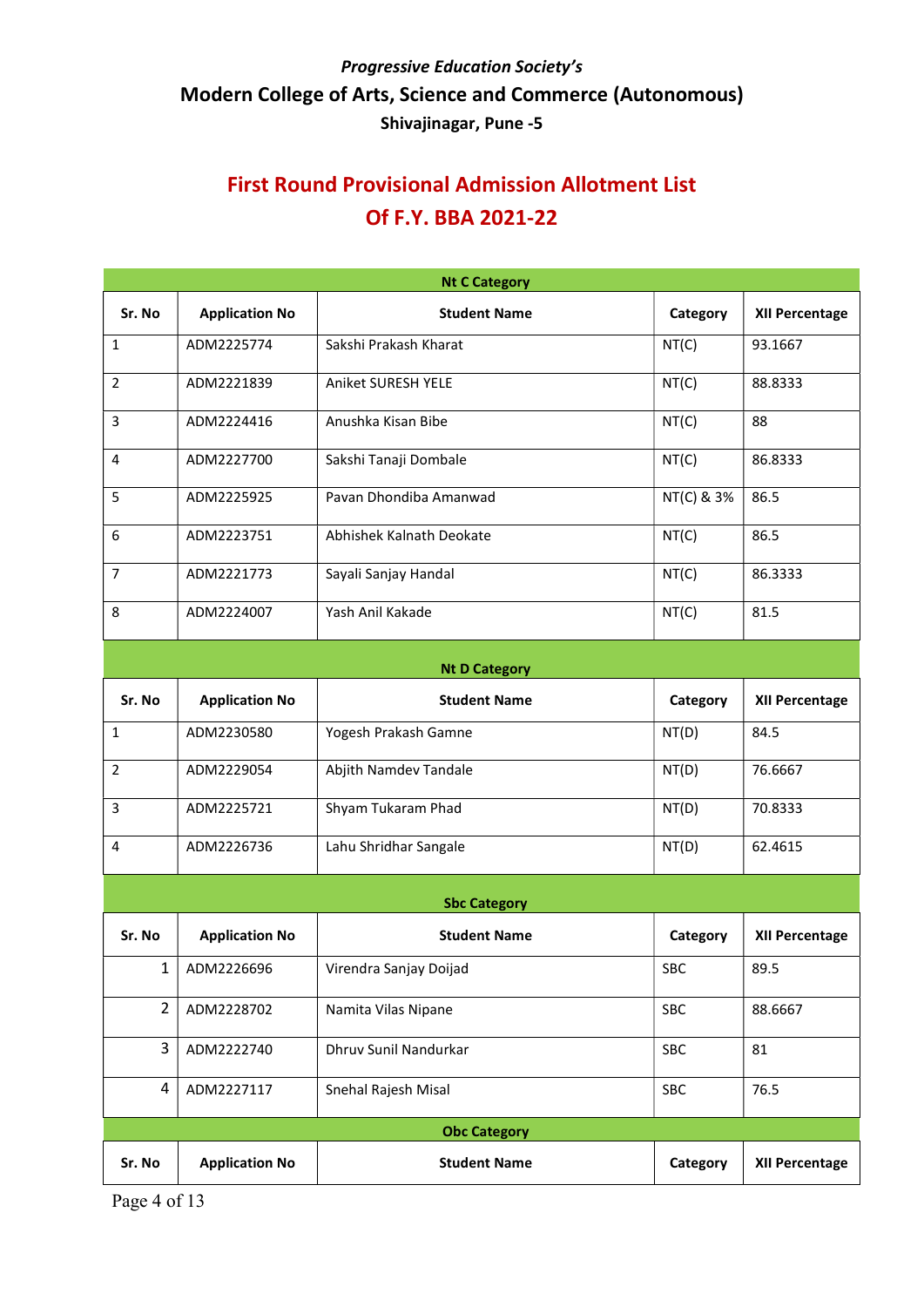*Progressive Education Society's*

**Modern College of Arts, Science and Commerce (Autonomous)**

**Shivajinagar, Pune -5**

## First Round Provisional Admission Allotment List Of F.Y. BBA 2021-22

**Nt C Category**

| Sr. No | Application No | Student Name | Category | XII Percentage |
|---|---|---|---|---|
| 1 | ADM2225774 | Sakshi Prakash Kharat | NT(C) | 93.1667 |
| 2 | ADM2221839 | Aniket SURESH YELE | NT(C) | 88.8333 |
| 3 | ADM2224416 | Anushka Kisan Bibe | NT(C) | 88 |
| 4 | ADM2227700 | Sakshi Tanaji Dombale | NT(C) | 86.8333 |
| 5 | ADM2225925 | Pavan Dhondiba Amanwad | NT(C) & 3% | 86.5 |
| 6 | ADM2223751 | Abhishek Kalnath Deokate | NT(C) | 86.5 |
| 7 | ADM2221773 | Sayali Sanjay Handal | NT(C) | 86.3333 |
| 8 | ADM2224007 | Yash Anil Kakade | NT(C) | 81.5 |

**Nt D Category**

| Sr. No | Application No | Student Name | Category | XII Percentage |
|---|---|---|---|---|
| 1 | ADM2230580 | Yogesh Prakash Gamne | NT(D) | 84.5 |
| 2 | ADM2229054 | Abjith Namdev Tandale | NT(D) | 76.6667 |
| 3 | ADM2225721 | Shyam Tukaram Phad | NT(D) | 70.8333 |
| 4 | ADM2226736 | Lahu Shridhar Sangale | NT(D) | 62.4615 |

**Sbc Category**

| Sr. No | Application No | Student Name | Category | XII Percentage |
|---|---|---|---|---|
| 1 | ADM2226696 | Virendra Sanjay Doijad | SBC | 89.5 |
| 2 | ADM2228702 | Namita Vilas Nipane | SBC | 88.6667 |
| 3 | ADM2222740 | Dhruv Sunil Nandurkar | SBC | 81 |
| 4 | ADM2227117 | Snehal Rajesh Misal | SBC | 76.5 |

**Obc Category**

| Sr. No | Application No | Student Name | Category | XII Percentage |
|---|---|---|---|---|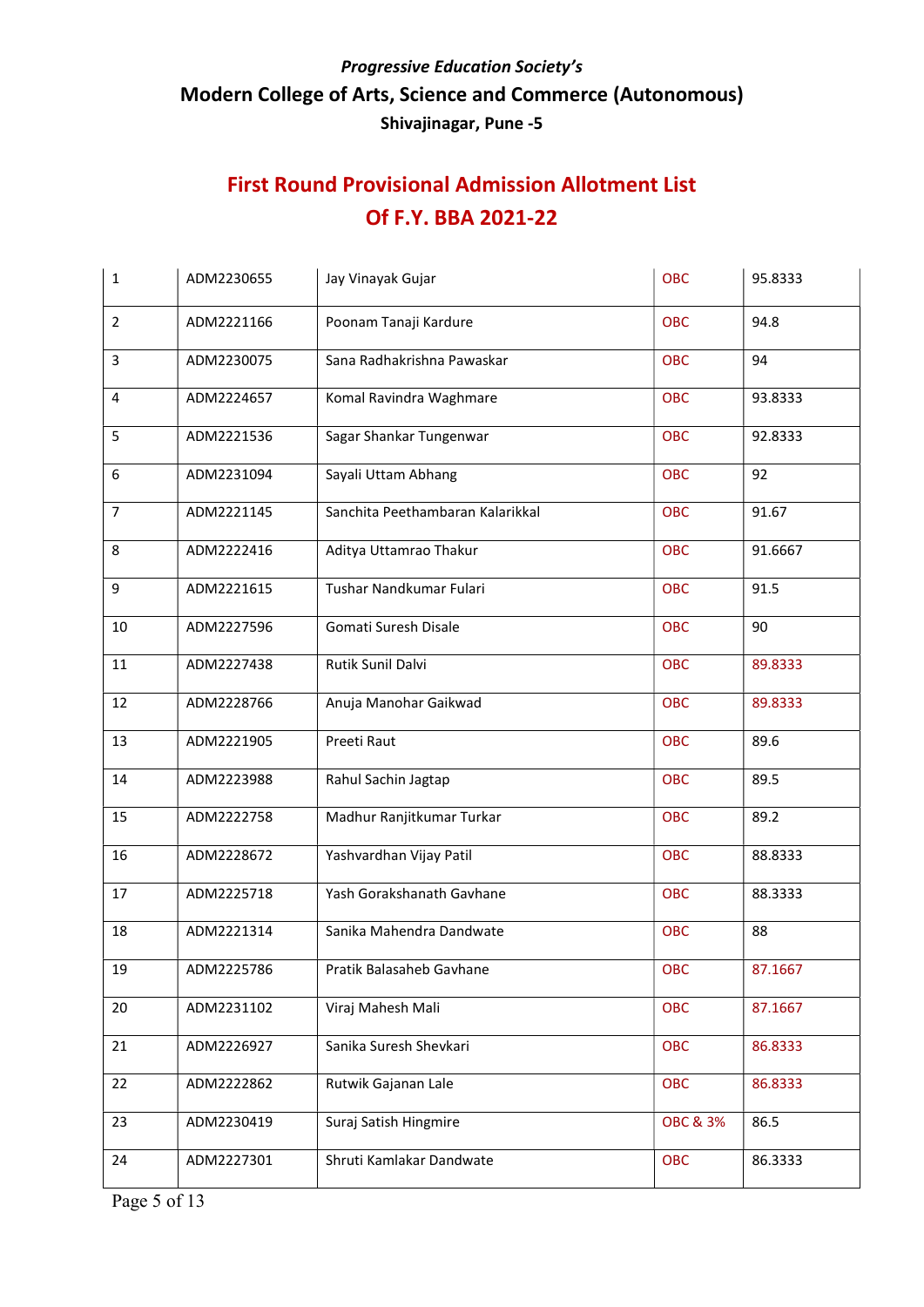*Progressive Education Society's*

**Modern College of Arts, Science and Commerce (Autonomous)**

**Shivajinagar, Pune -5**

## First Round Provisional Admission Allotment List
## Of F.Y. BBA 2021-22

| | | | | |
|---|---|---|---|---|
| 1 | ADM2230655 | Jay Vinayak Gujar | OBC | 95.8333 |
| 2 | ADM2221166 | Poonam Tanaji Kardure | OBC | 94.8 |
| 3 | ADM2230075 | Sana Radhakrishna Pawaskar | OBC | 94 |
| 4 | ADM2224657 | Komal Ravindra Waghmare | OBC | 93.8333 |
| 5 | ADM2221536 | Sagar Shankar Tungenwar | OBC | 92.8333 |
| 6 | ADM2231094 | Sayali Uttam Abhang | OBC | 92 |
| 7 | ADM2221145 | Sanchita Peethambaran Kalarikkal | OBC | 91.67 |
| 8 | ADM2222416 | Aditya Uttamrao Thakur | OBC | 91.6667 |
| 9 | ADM2221615 | Tushar Nandkumar Fulari | OBC | 91.5 |
| 10 | ADM2227596 | Gomati Suresh Disale | OBC | 90 |
| 11 | ADM2227438 | Rutik Sunil Dalvi | OBC | 89.8333 |
| 12 | ADM2228766 | Anuja Manohar Gaikwad | OBC | 89.8333 |
| 13 | ADM2221905 | Preeti Raut | OBC | 89.6 |
| 14 | ADM2223988 | Rahul Sachin Jagtap | OBC | 89.5 |
| 15 | ADM2222758 | Madhur Ranjitkumar Turkar | OBC | 89.2 |
| 16 | ADM2228672 | Yashvardhan Vijay Patil | OBC | 88.8333 |
| 17 | ADM2225718 | Yash Gorakshanath Gavhane | OBC | 88.3333 |
| 18 | ADM2221314 | Sanika Mahendra Dandwate | OBC | 88 |
| 19 | ADM2225786 | Pratik Balasaheb Gavhane | OBC | 87.1667 |
| 20 | ADM2231102 | Viraj Mahesh Mali | OBC | 87.1667 |
| 21 | ADM2226927 | Sanika Suresh Shevkari | OBC | 86.8333 |
| 22 | ADM2222862 | Rutwik Gajanan Lale | OBC | 86.8333 |
| 23 | ADM2230419 | Suraj Satish Hingmire | OBC & 3% | 86.5 |
| 24 | ADM2227301 | Shruti Kamlakar Dandwate | OBC | 86.3333 |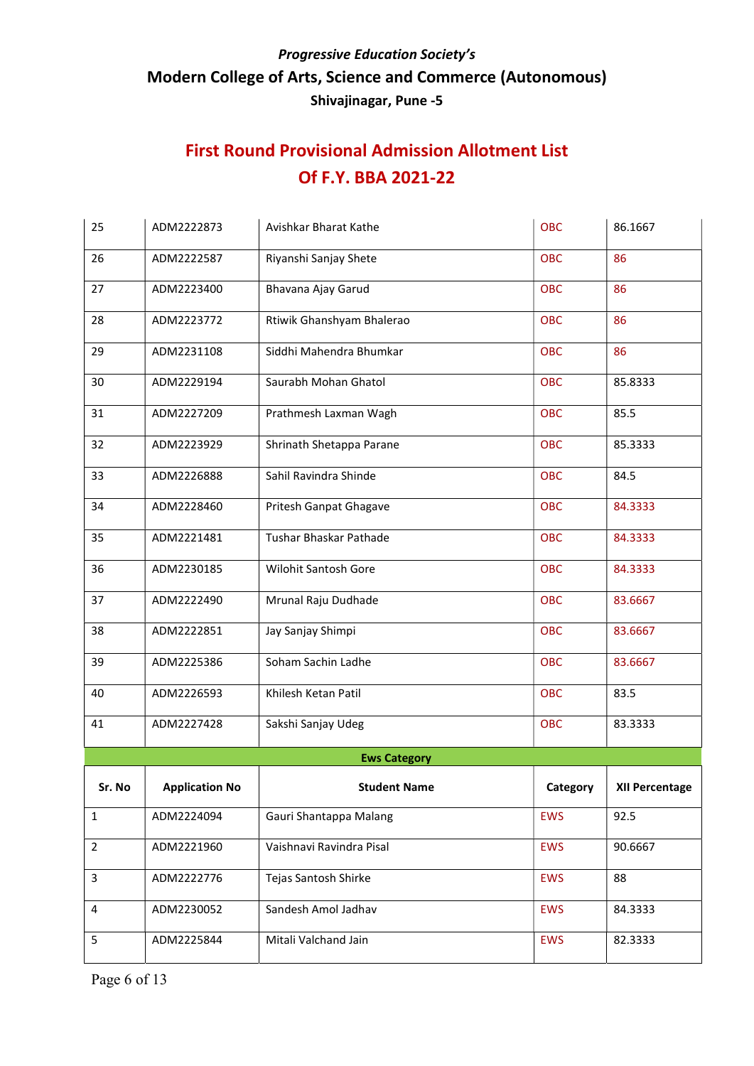*Progressive Education Society's*

**Modern College of Arts, Science and Commerce (Autonomous)**

**Shivajinagar, Pune -5**

## First Round Provisional Admission Allotment List Of F.Y. BBA 2021-22

| | | | | |
|---|---|---|---|---|
| 25 | ADM2222873 | Avishkar Bharat Kathe | OBC | 86.1667 |
| 26 | ADM2222587 | Riyanshi Sanjay Shete | OBC | 86 |
| 27 | ADM2223400 | Bhavana Ajay Garud | OBC | 86 |
| 28 | ADM2223772 | Rtiwik Ghanshyam Bhalerao | OBC | 86 |
| 29 | ADM2231108 | Siddhi Mahendra Bhumkar | OBC | 86 |
| 30 | ADM2229194 | Saurabh Mohan Ghatol | OBC | 85.8333 |
| 31 | ADM2227209 | Prathmesh Laxman Wagh | OBC | 85.5 |
| 32 | ADM2223929 | Shrinath Shetappa Parane | OBC | 85.3333 |
| 33 | ADM2226888 | Sahil Ravindra Shinde | OBC | 84.5 |
| 34 | ADM2228460 | Pritesh Ganpat Ghagave | OBC | 84.3333 |
| 35 | ADM2221481 | Tushar Bhaskar Pathade | OBC | 84.3333 |
| 36 | ADM2230185 | Wilohit Santosh Gore | OBC | 84.3333 |
| 37 | ADM2222490 | Mrunal Raju Dudhade | OBC | 83.6667 |
| 38 | ADM2222851 | Jay Sanjay Shimpi | OBC | 83.6667 |
| 39 | ADM2225386 | Soham Sachin Ladhe | OBC | 83.6667 |
| 40 | ADM2226593 | Khilesh Ketan Patil | OBC | 83.5 |
| 41 | ADM2227428 | Sakshi Sanjay Udeg | OBC | 83.3333 |

**Ews Category**

| Sr. No | Application No | Student Name | Category | XII Percentage |
|---|---|---|---|---|
| 1 | ADM2224094 | Gauri Shantappa Malang | EWS | 92.5 |
| 2 | ADM2221960 | Vaishnavi Ravindra Pisal | EWS | 90.6667 |
| 3 | ADM2222776 | Tejas Santosh Shirke | EWS | 88 |
| 4 | ADM2230052 | Sandesh Amol Jadhav | EWS | 84.3333 |
| 5 | ADM2225844 | Mitali Valchand Jain | EWS | 82.3333 |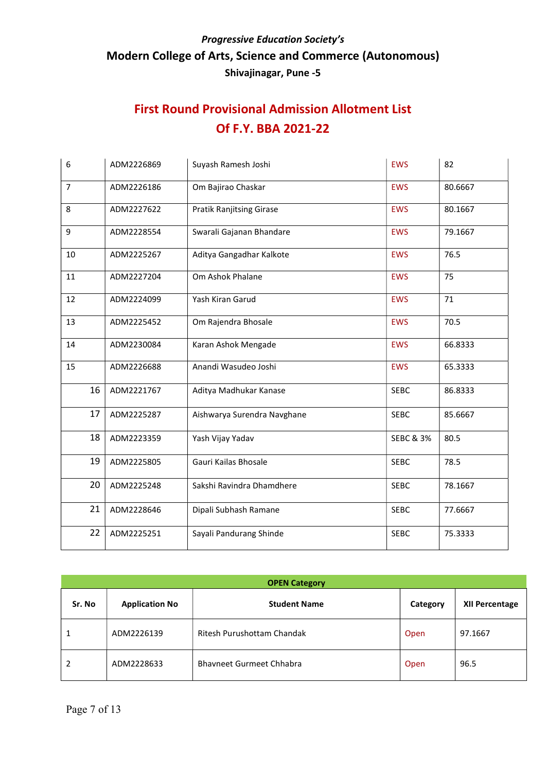*Progressive Education Society's*

**Modern College of Arts, Science and Commerce (Autonomous)**

**Shivajinagar, Pune -5**

## First Round Provisional Admission Allotment List
## Of F.Y. BBA 2021-22

| | | | | |
|---|---|---|---|---|
| 6 | ADM2226869 | Suyash Ramesh Joshi | EWS | 82 |
| 7 | ADM2226186 | Om Bajirao Chaskar | EWS | 80.6667 |
| 8 | ADM2227622 | Pratik Ranjitsing Girase | EWS | 80.1667 |
| 9 | ADM2228554 | Swarali Gajanan Bhandare | EWS | 79.1667 |
| 10 | ADM2225267 | Aditya Gangadhar Kalkote | EWS | 76.5 |
| 11 | ADM2227204 | Om Ashok Phalane | EWS | 75 |
| 12 | ADM2224099 | Yash Kiran Garud | EWS | 71 |
| 13 | ADM2225452 | Om Rajendra Bhosale | EWS | 70.5 |
| 14 | ADM2230084 | Karan Ashok Mengade | EWS | 66.8333 |
| 15 | ADM2226688 | Anandi Wasudeo Joshi | EWS | 65.3333 |
| 16 | ADM2221767 | Aditya Madhukar Kanase | SEBC | 86.8333 |
| 17 | ADM2225287 | Aishwarya Surendra Navghane | SEBC | 85.6667 |
| 18 | ADM2223359 | Yash Vijay Yadav | SEBC & 3% | 80.5 |
| 19 | ADM2225805 | Gauri Kailas Bhosale | SEBC | 78.5 |
| 20 | ADM2225248 | Sakshi Ravindra Dhamdhere | SEBC | 78.1667 |
| 21 | ADM2228646 | Dipali Subhash Ramane | SEBC | 77.6667 |
| 22 | ADM2225251 | Sayali Pandurang Shinde | SEBC | 75.3333 |

**OPEN Category**

| Sr. No | Application No | Student Name | Category | XII Percentage |
|---|---|---|---|---|
| 1 | ADM2226139 | Ritesh Purushottam Chandak | Open | 97.1667 |
| 2 | ADM2228633 | Bhavneet Gurmeet Chhabra | Open | 96.5 |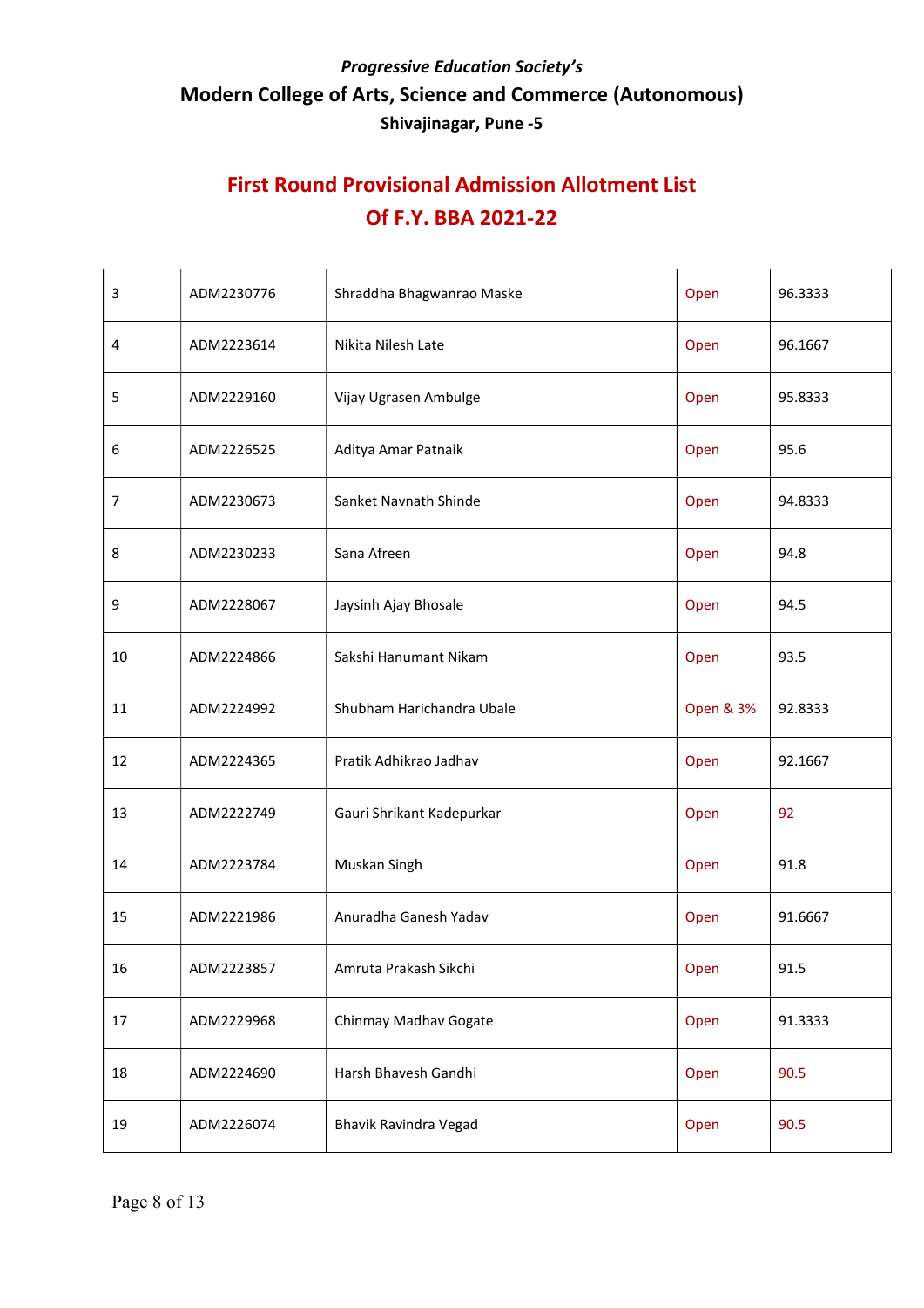*Progressive Education Society's*

**Modern College of Arts, Science and Commerce (Autonomous)**

**Shivajinagar, Pune -5**

## First Round Provisional Admission Allotment List
## Of F.Y. BBA 2021-22

| | | | | |
|---|---|---|---|---|
| 3 | ADM2230776 | Shraddha Bhagwanrao Maske | Open | 96.3333 |
| 4 | ADM2223614 | Nikita Nilesh Late | Open | 96.1667 |
| 5 | ADM2229160 | Vijay Ugrasen Ambulge | Open | 95.8333 |
| 6 | ADM2226525 | Aditya Amar Patnaik | Open | 95.6 |
| 7 | ADM2230673 | Sanket Navnath Shinde | Open | 94.8333 |
| 8 | ADM2230233 | Sana Afreen | Open | 94.8 |
| 9 | ADM2228067 | Jaysinh Ajay Bhosale | Open | 94.5 |
| 10 | ADM2224866 | Sakshi Hanumant Nikam | Open | 93.5 |
| 11 | ADM2224992 | Shubham Harichandra Ubale | Open & 3% | 92.8333 |
| 12 | ADM2224365 | Pratik Adhikrao Jadhav | Open | 92.1667 |
| 13 | ADM2222749 | Gauri Shrikant Kadepurkar | Open | 92 |
| 14 | ADM2223784 | Muskan Singh | Open | 91.8 |
| 15 | ADM2221986 | Anuradha Ganesh Yadav | Open | 91.6667 |
| 16 | ADM2223857 | Amruta Prakash Sikchi | Open | 91.5 |
| 17 | ADM2229968 | Chinmay Madhav Gogate | Open | 91.3333 |
| 18 | ADM2224690 | Harsh Bhavesh Gandhi | Open | 90.5 |
| 19 | ADM2226074 | Bhavik Ravindra Vegad | Open | 90.5 |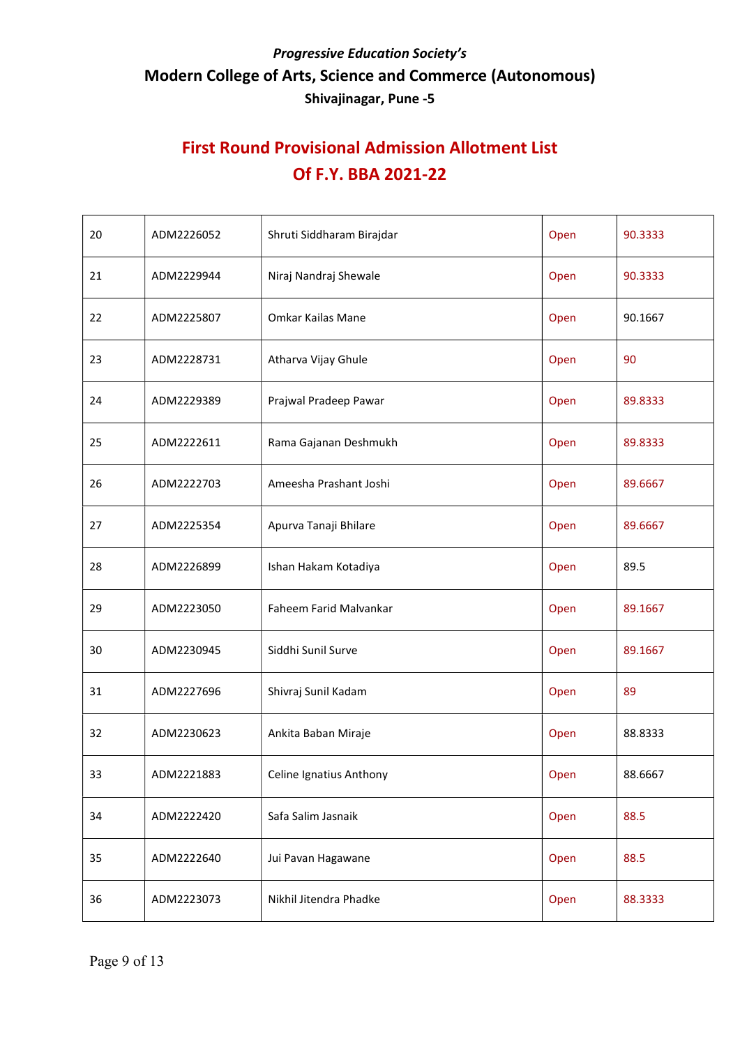*Progressive Education Society's*

**Modern College of Arts, Science and Commerce (Autonomous)**

**Shivajinagar, Pune -5**

## First Round Provisional Admission Allotment List
## Of F.Y. BBA 2021-22

| | | | | |
|---|---|---|---|---|
| 20 | ADM2226052 | Shruti Siddharam Birajdar | Open | 90.3333 |
| 21 | ADM2229944 | Niraj Nandraj Shewale | Open | 90.3333 |
| 22 | ADM2225807 | Omkar Kailas Mane | Open | 90.1667 |
| 23 | ADM2228731 | Atharva Vijay Ghule | Open | 90 |
| 24 | ADM2229389 | Prajwal Pradeep Pawar | Open | 89.8333 |
| 25 | ADM2222611 | Rama Gajanan Deshmukh | Open | 89.8333 |
| 26 | ADM2222703 | Ameesha Prashant Joshi | Open | 89.6667 |
| 27 | ADM2225354 | Apurva Tanaji Bhilare | Open | 89.6667 |
| 28 | ADM2226899 | Ishan Hakam Kotadiya | Open | 89.5 |
| 29 | ADM2223050 | Faheem Farid Malvankar | Open | 89.1667 |
| 30 | ADM2230945 | Siddhi Sunil Surve | Open | 89.1667 |
| 31 | ADM2227696 | Shivraj Sunil Kadam | Open | 89 |
| 32 | ADM2230623 | Ankita Baban Miraje | Open | 88.8333 |
| 33 | ADM2221883 | Celine Ignatius Anthony | Open | 88.6667 |
| 34 | ADM2222420 | Safa Salim Jasnaik | Open | 88.5 |
| 35 | ADM2222640 | Jui Pavan Hagawane | Open | 88.5 |
| 36 | ADM2223073 | Nikhil Jitendra Phadke | Open | 88.3333 |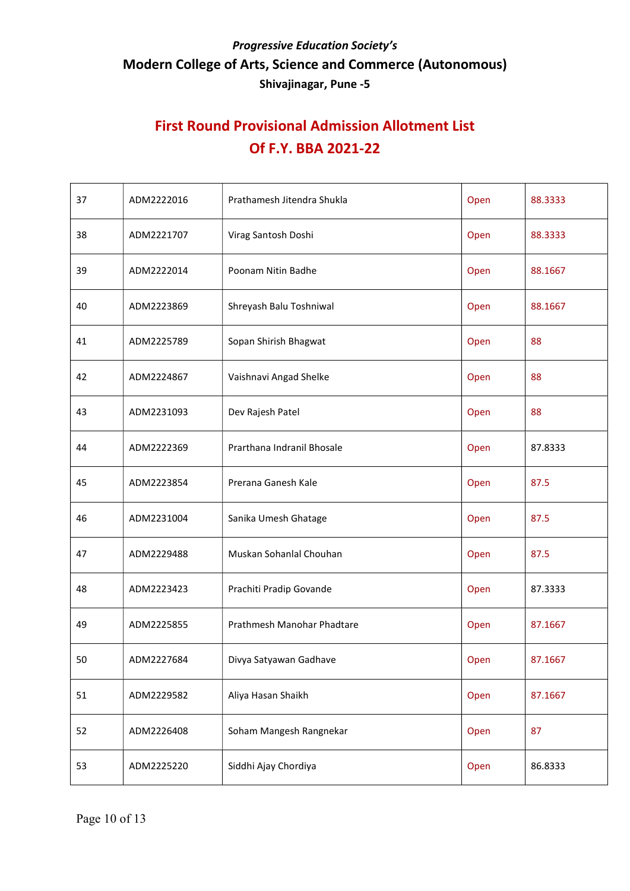*Progressive Education Society's*

**Modern College of Arts, Science and Commerce (Autonomous)**

**Shivajinagar, Pune -5**

## First Round Provisional Admission Allotment List Of F.Y. BBA 2021-22

| | | | | |
|---|---|---|---|---|
| 37 | ADM2222016 | Prathamesh Jitendra Shukla | Open | 88.3333 |
| 38 | ADM2221707 | Virag Santosh Doshi | Open | 88.3333 |
| 39 | ADM2222014 | Poonam Nitin Badhe | Open | 88.1667 |
| 40 | ADM2223869 | Shreyash Balu Toshniwal | Open | 88.1667 |
| 41 | ADM2225789 | Sopan Shirish Bhagwat | Open | 88 |
| 42 | ADM2224867 | Vaishnavi Angad Shelke | Open | 88 |
| 43 | ADM2231093 | Dev Rajesh Patel | Open | 88 |
| 44 | ADM2222369 | Prarthana Indranil Bhosale | Open | 87.8333 |
| 45 | ADM2223854 | Prerana Ganesh Kale | Open | 87.5 |
| 46 | ADM2231004 | Sanika Umesh Ghatage | Open | 87.5 |
| 47 | ADM2229488 | Muskan Sohanlal Chouhan | Open | 87.5 |
| 48 | ADM2223423 | Prachiti Pradip Govande | Open | 87.3333 |
| 49 | ADM2225855 | Prathmesh Manohar Phadtare | Open | 87.1667 |
| 50 | ADM2227684 | Divya Satyawan Gadhave | Open | 87.1667 |
| 51 | ADM2229582 | Aliya Hasan Shaikh | Open | 87.1667 |
| 52 | ADM2226408 | Soham Mangesh Rangnekar | Open | 87 |
| 53 | ADM2225220 | Siddhi Ajay Chordiya | Open | 86.8333 |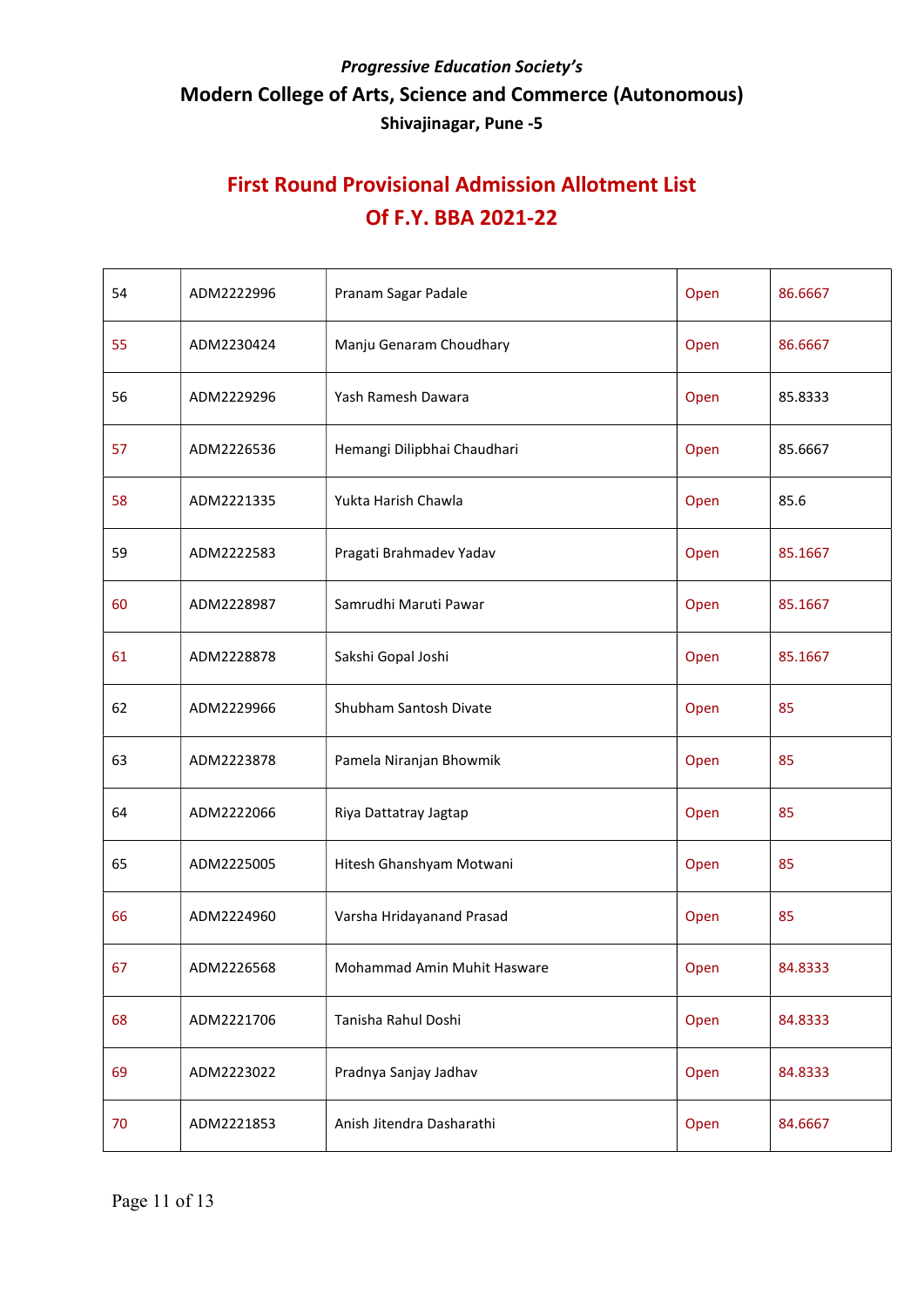*Progressive Education Society's*

**Modern College of Arts, Science and Commerce (Autonomous)**

**Shivajinagar, Pune -5**

## First Round Provisional Admission Allotment List
## Of F.Y. BBA 2021-22

| | | | | |
|---|---|---|---|---|
| 54 | ADM2222996 | Pranam Sagar Padale | Open | 86.6667 |
| 55 | ADM2230424 | Manju Genaram Choudhary | Open | 86.6667 |
| 56 | ADM2229296 | Yash Ramesh Dawara | Open | 85.8333 |
| 57 | ADM2226536 | Hemangi Dilipbhai Chaudhari | Open | 85.6667 |
| 58 | ADM2221335 | Yukta Harish Chawla | Open | 85.6 |
| 59 | ADM2222583 | Pragati Brahmadev Yadav | Open | 85.1667 |
| 60 | ADM2228987 | Samrudhi Maruti Pawar | Open | 85.1667 |
| 61 | ADM2228878 | Sakshi Gopal Joshi | Open | 85.1667 |
| 62 | ADM2229966 | Shubham Santosh Divate | Open | 85 |
| 63 | ADM2223878 | Pamela Niranjan Bhowmik | Open | 85 |
| 64 | ADM2222066 | Riya Dattatray Jagtap | Open | 85 |
| 65 | ADM2225005 | Hitesh Ghanshyam Motwani | Open | 85 |
| 66 | ADM2224960 | Varsha Hridayanand Prasad | Open | 85 |
| 67 | ADM2226568 | Mohammad Amin Muhit Hasware | Open | 84.8333 |
| 68 | ADM2221706 | Tanisha Rahul Doshi | Open | 84.8333 |
| 69 | ADM2223022 | Pradnya Sanjay Jadhav | Open | 84.8333 |
| 70 | ADM2221853 | Anish Jitendra Dasharathi | Open | 84.6667 |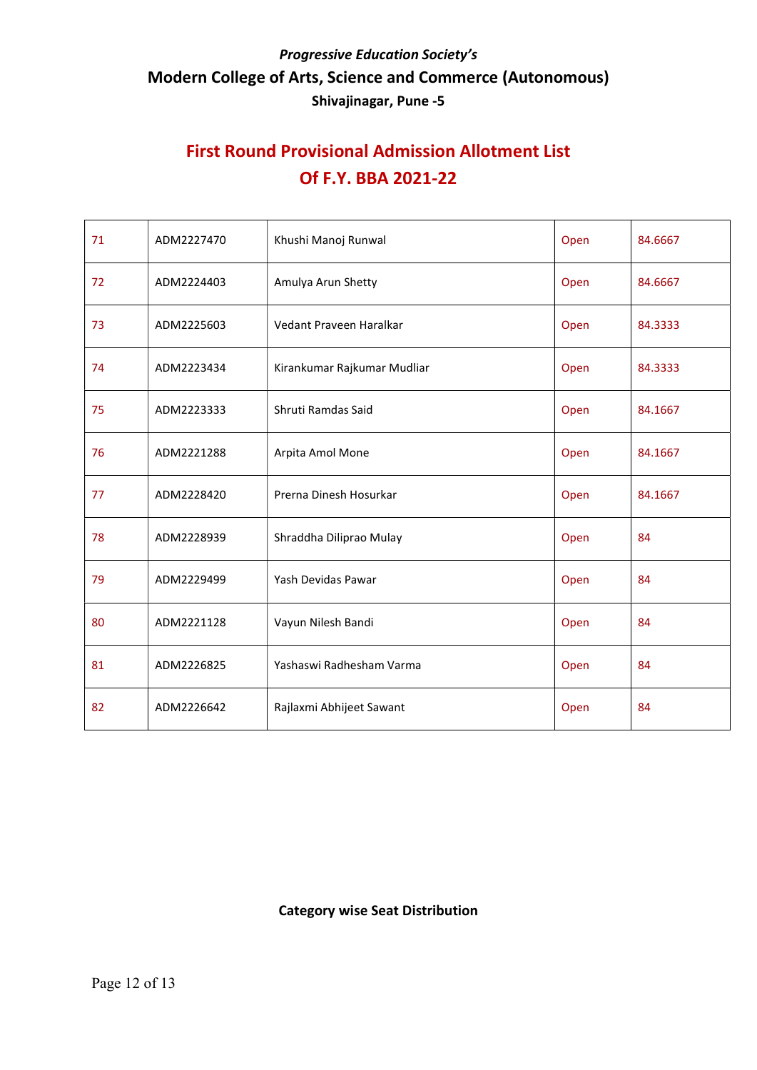*Progressive Education Society's*

**Modern College of Arts, Science and Commerce (Autonomous)**

**Shivajinagar, Pune -5**

## First Round Provisional Admission Allotment List Of F.Y. BBA 2021-22

| | | | | |
|---|---|---|---|---|
| 71 | ADM2227470 | Khushi Manoj Runwal | Open | 84.6667 |
| 72 | ADM2224403 | Amulya Arun Shetty | Open | 84.6667 |
| 73 | ADM2225603 | Vedant Praveen Haralkar | Open | 84.3333 |
| 74 | ADM2223434 | Kirankumar Rajkumar Mudliar | Open | 84.3333 |
| 75 | ADM2223333 | Shruti Ramdas Said | Open | 84.1667 |
| 76 | ADM2221288 | Arpita Amol Mone | Open | 84.1667 |
| 77 | ADM2228420 | Prerna Dinesh Hosurkar | Open | 84.1667 |
| 78 | ADM2228939 | Shraddha Diliprao Mulay | Open | 84 |
| 79 | ADM2229499 | Yash Devidas Pawar | Open | 84 |
| 80 | ADM2221128 | Vayun Nilesh Bandi | Open | 84 |
| 81 | ADM2226825 | Yashaswi Radhesham Varma | Open | 84 |
| 82 | ADM2226642 | Rajlaxmi Abhijeet Sawant | Open | 84 |

**Category wise Seat Distribution**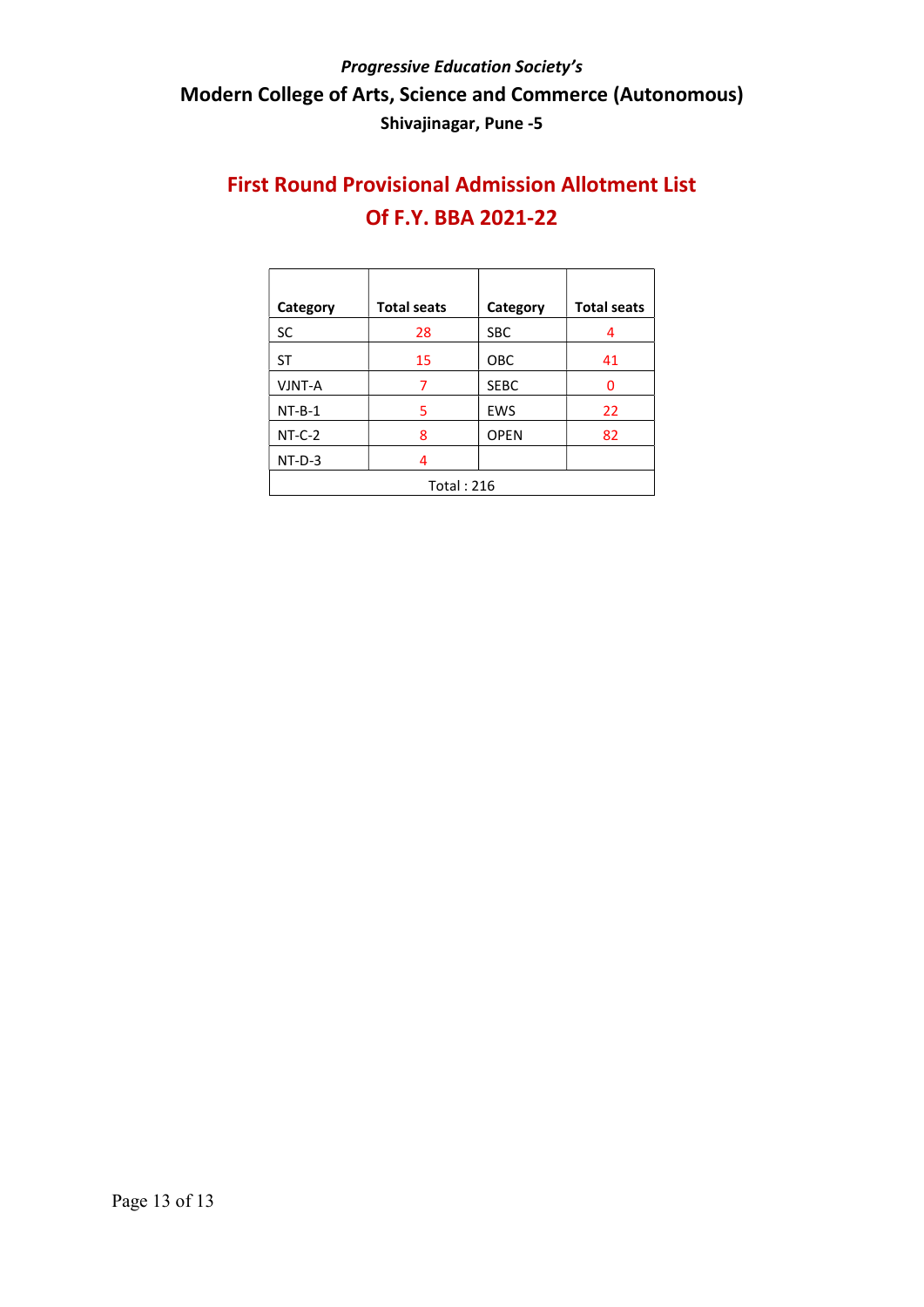*Progressive Education Society's*

**Modern College of Arts, Science and Commerce (Autonomous)**

**Shivajinagar, Pune -5**

## First Round Provisional Admission Allotment List
## Of F.Y. BBA 2021-22

| Category | Total seats | Category | Total seats |
|---|---|---|---|
| SC | 28 | SBC | 4 |
| ST | 15 | OBC | 41 |
| VJNT-A | 7 | SEBC | 0 |
| NT-B-1 | 5 | EWS | 22 |
| NT-C-2 | 8 | OPEN | 82 |
| NT-D-3 | 4 | | |
| Total : 216 | | | |